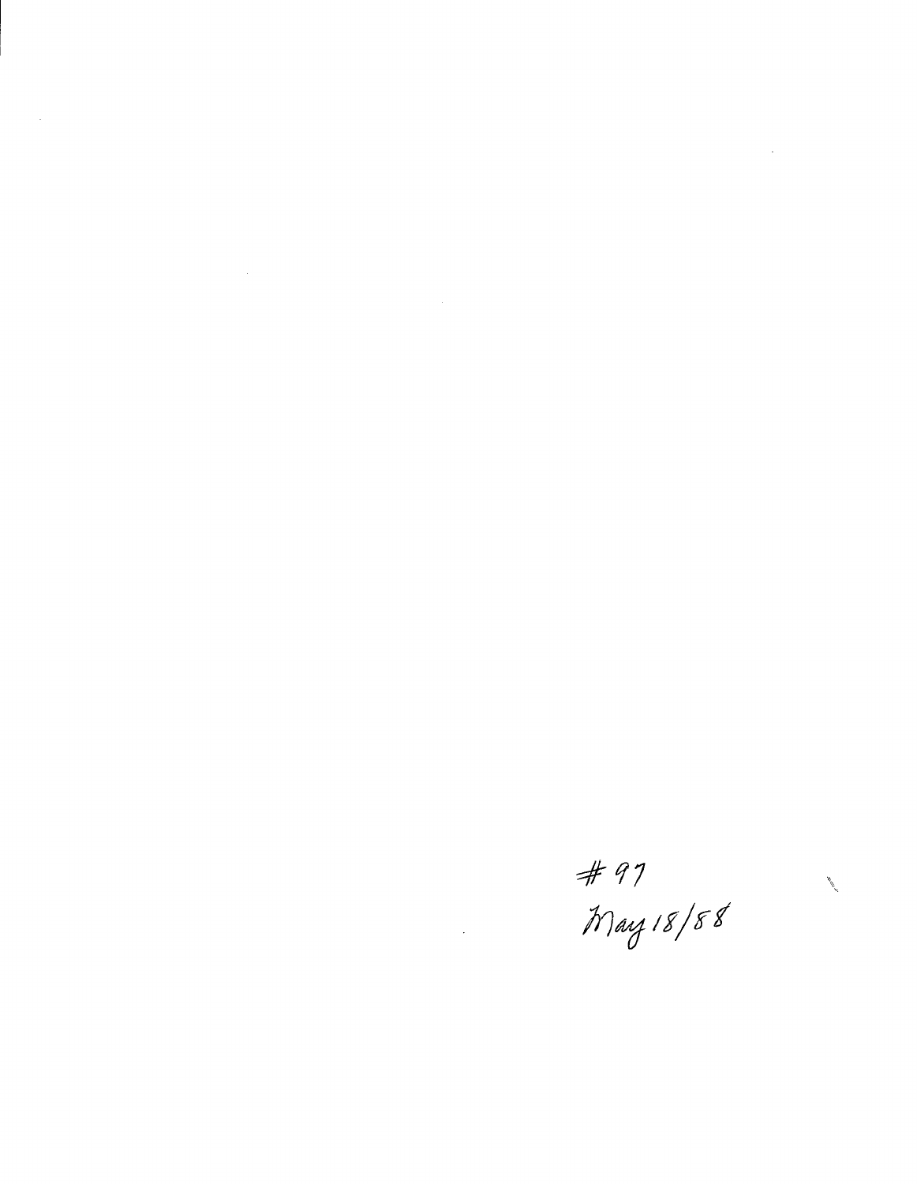#97
May 18/88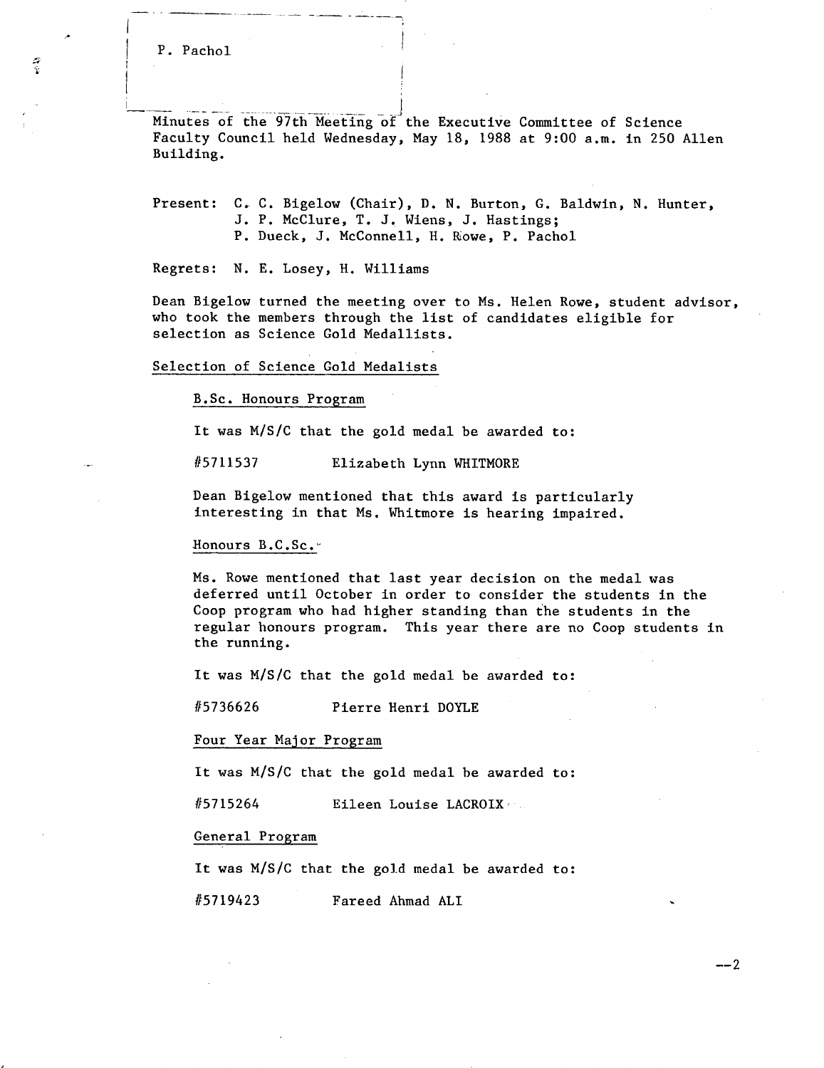P. Pachol

Minutes of the 97th Meeting of the Executive Committee of Science Faculty Council held Wednesday, May 18, 1988 at 9:00 a.m. in 250 Allen Building.

Present: C. C. Bigelow (Chair), D. N. Burton, G. Baldwin, N. Hunter, J. P. McClure, T. J. Wiens, J. Hastings; P. Dueck, J. McConnell, H. Rowe, P. Pachol

Regrets: N. E. Losey, H. Williams

Dean Bigelow turned the meeting over to Ms. Helen Rowe, student advisor, who took the members through the list of candidates eligible for selection as Science Gold Medallists.

## Selection of Science Gold Medalists

### B.Sc. Honours Program

It was M/S/C that the gold medal be awarded to:

#5711537 Elizabeth Lynn WHITMORE

Dean Bigelow mentioned that this award is particularly interesting in that Ms. Whitmore is hearing impaired.

### Honours B.C.Sc.

Ms. Rowe mentioned that last year decision on the medal was deferred until October in order to consider the students in the Coop program who had higher standing than the students in the regular honours program. This year there are no Coop students in the running.

It was M/S/C that the gold medal be awarded to:

#5736626 Pierre Henri DOYLE

### Four Year Major Program

It was M/S/C that the gold medal be awarded to:

#5715264 Eileen Louise LACROIX

### General Program

It was M/S/C that the gold medal be awarded to:

#5719423 Fareed Ahmad ALI

--2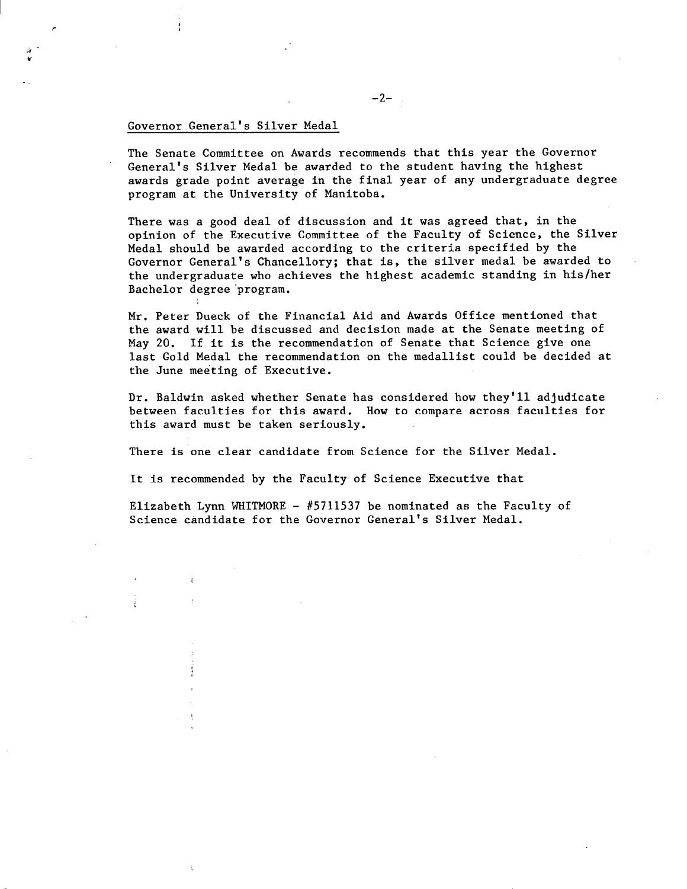## Governor General's Silver Medal

The Senate Committee on Awards recommends that this year the Governor General's Silver Medal be awarded to the student having the highest awards grade point average in the final year of any undergraduate degree program at the University of Manitoba.

There was a good deal of discussion and it was agreed that, in the opinion of the Executive Committee of the Faculty of Science, the Silver Medal should be awarded according to the criteria specified by the Governor General's Chancellory; that is, the silver medal be awarded to the undergraduate who achieves the highest academic standing in his/her Bachelor degree program.

Mr. Peter Dueck of the Financial Aid and Awards Office mentioned that the award will be discussed and decision made at the Senate meeting of May 20. If it is the recommendation of Senate that Science give one last Gold Medal the recommendation on the medallist could be decided at the June meeting of Executive.

Dr. Baldwin asked whether Senate has considered how they'll adjudicate between faculties for this award. How to compare across faculties for this award must be taken seriously.

There is one clear candidate from Science for the Silver Medal.

It is recommended by the Faculty of Science Executive that

Elizabeth Lynn WHITMORE - #5711537 be nominated as the Faculty of Science candidate for the Governor General's Silver Medal.